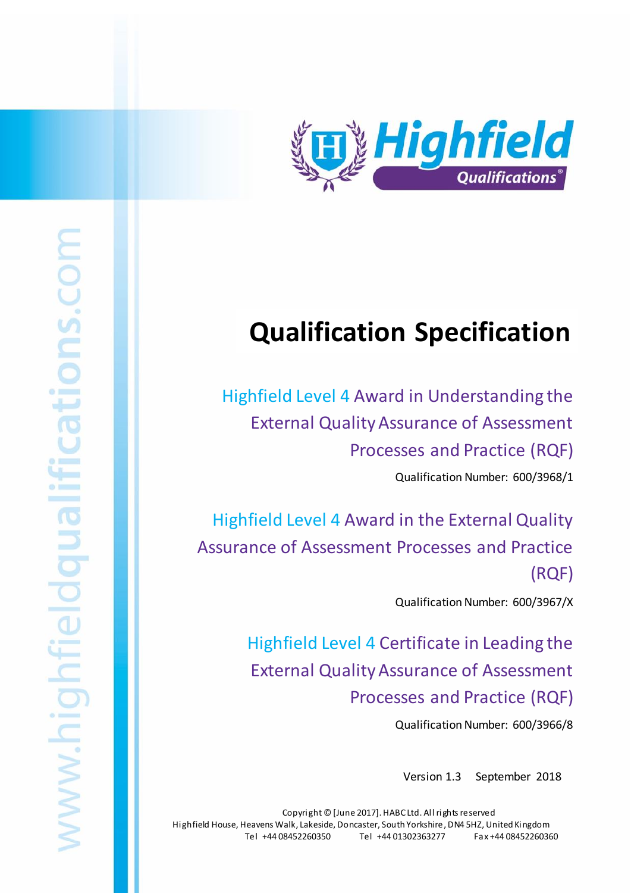Highfield Qualifications

# Qualification Specification

## Highfield Level 4 Award in Understanding the External Quality Assurance of Assessment Processes and Practice (RQF)

Qualification Number: 600/3968/1

## Highfield Level 4 Award in the External Quality Assurance of Assessment Processes and Practice (RQF)

Qualification Number: 600/3967/X

## Highfield Level 4 Certificate in Leading the External Quality Assurance of Assessment Processes and Practice (RQF)

Qualification Number: 600/3966/8

Version 1.3 September 2018

Copyright © [June 2017]. HABC Ltd. All rights reserved
Highfield House, Heavens Walk, Lakeside, Doncaster, South Yorkshire, DN4 5HZ, United Kingdom
Tel +44 08452260350 Tel +44 01302363277 Fax +44 08452260360

www.highfieldqualifications.com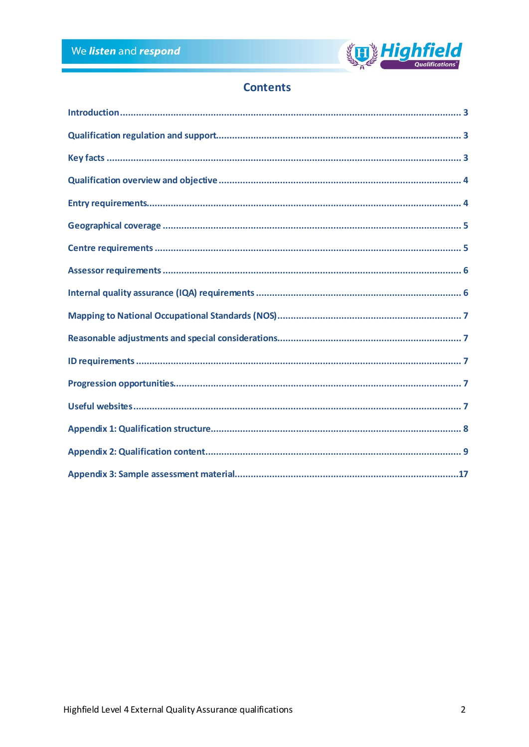# Contents

| | |
|---|---|
| Introduction | 3 |
| Qualification regulation and support | 3 |
| Key facts | 3 |
| Qualification overview and objective | 4 |
| Entry requirements | 4 |
| Geographical coverage | 5 |
| Centre requirements | 5 |
| Assessor requirements | 6 |
| Internal quality assurance (IQA) requirements | 6 |
| Mapping to National Occupational Standards (NOS) | 7 |
| Reasonable adjustments and special considerations | 7 |
| ID requirements | 7 |
| Progression opportunities | 7 |
| Useful websites | 7 |
| Appendix 1: Qualification structure | 8 |
| Appendix 2: Qualification content | 9 |
| Appendix 3: Sample assessment material | 17 |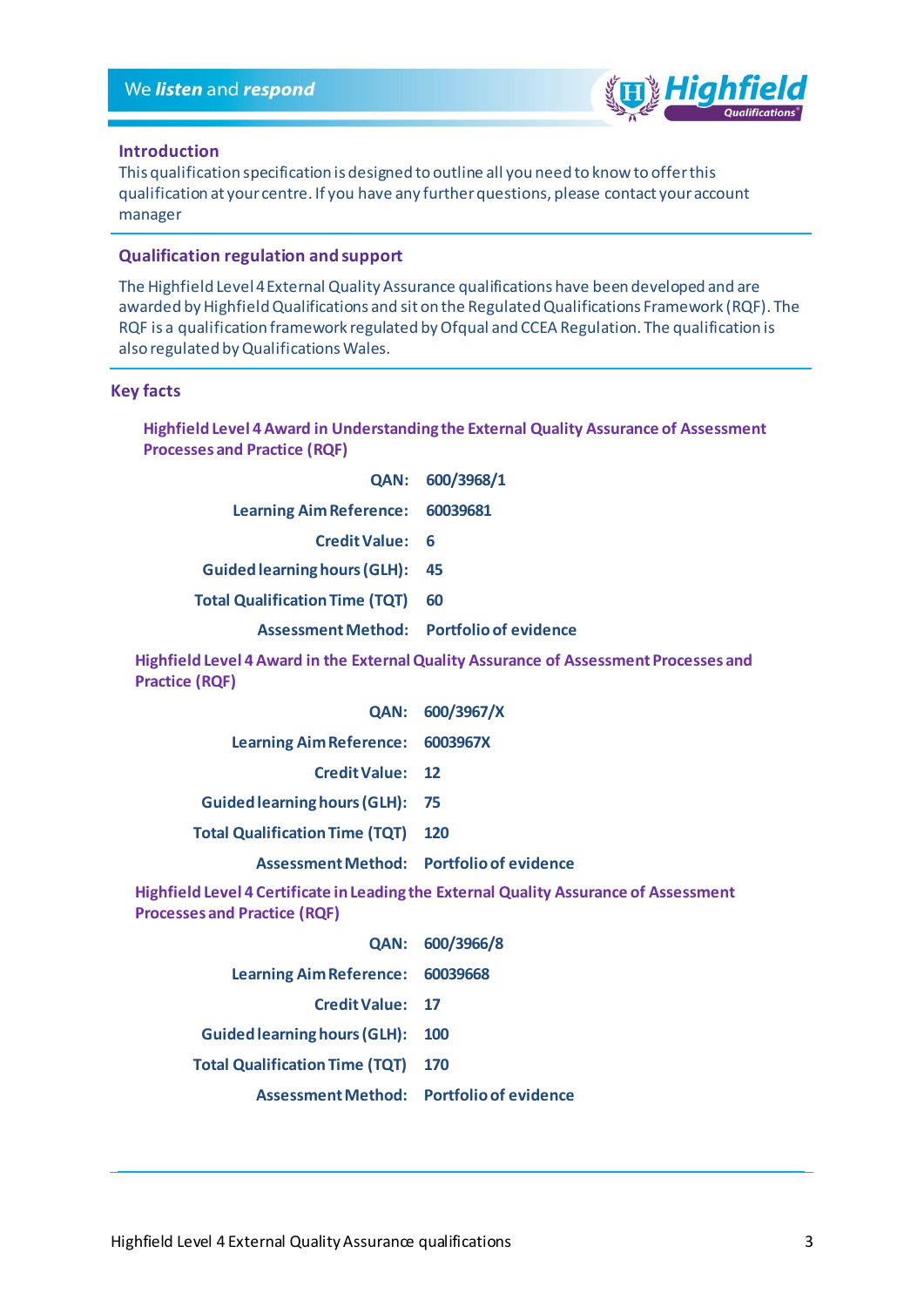## Introduction

This qualification specification is designed to outline all you need to know to offer this qualification at your centre. If you have any further questions, please contact your account manager

## Qualification regulation and support

The Highfield Level 4 External Quality Assurance qualifications have been developed and are awarded by Highfield Qualifications and sit on the Regulated Qualifications Framework (RQF). The RQF is a qualification framework regulated by Ofqual and CCEA Regulation. The qualification is also regulated by Qualifications Wales.

## Key facts

### Highfield Level 4 Award in Understanding the External Quality Assurance of Assessment Processes and Practice (RQF)

| | |
|---|---|
| **QAN:** | **600/3968/1** |
| **Learning Aim Reference:** | **60039681** |
| **Credit Value:** | **6** |
| **Guided learning hours (GLH):** | **45** |
| **Total Qualification Time (TQT)** | **60** |
| **Assessment Method:** | **Portfolio of evidence** |

### Highfield Level 4 Award in the External Quality Assurance of Assessment Processes and Practice (RQF)

| | |
|---|---|
| **QAN:** | **600/3967/X** |
| **Learning Aim Reference:** | **6003967X** |
| **Credit Value:** | **12** |
| **Guided learning hours (GLH):** | **75** |
| **Total Qualification Time (TQT)** | **120** |
| **Assessment Method:** | **Portfolio of evidence** |

### Highfield Level 4 Certificate in Leading the External Quality Assurance of Assessment Processes and Practice (RQF)

| | |
|---|---|
| **QAN:** | **600/3966/8** |
| **Learning Aim Reference:** | **60039668** |
| **Credit Value:** | **17** |
| **Guided learning hours (GLH):** | **100** |
| **Total Qualification Time (TQT)** | **170** |
| **Assessment Method:** | **Portfolio of evidence** |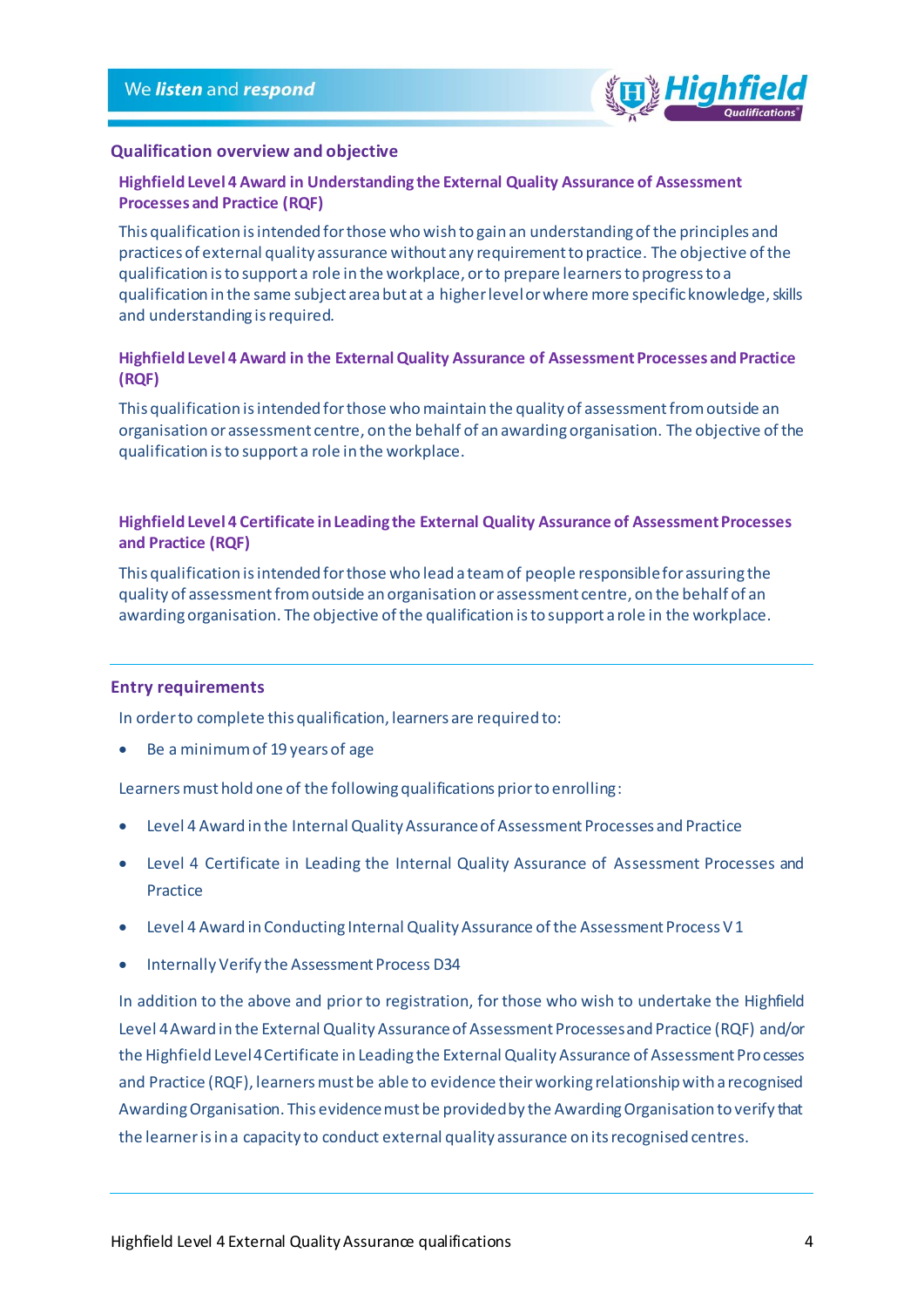## Qualification overview and objective

### Highfield Level 4 Award in Understanding the External Quality Assurance of Assessment Processes and Practice (RQF)

This qualification is intended for those who wish to gain an understanding of the principles and practices of external quality assurance without any requirement to practice. The objective of the qualification is to support a role in the workplace, or to prepare learners to progress to a qualification in the same subject area but at a higher level or where more specific knowledge, skills and understanding is required.

### Highfield Level 4 Award in the External Quality Assurance of Assessment Processes and Practice (RQF)

This qualification is intended for those who maintain the quality of assessment from outside an organisation or assessment centre, on the behalf of an awarding organisation. The objective of the qualification is to support a role in the workplace.

### Highfield Level 4 Certificate in Leading the External Quality Assurance of Assessment Processes and Practice (RQF)

This qualification is intended for those who lead a team of people responsible for assuring the quality of assessment from outside an organisation or assessment centre, on the behalf of an awarding organisation. The objective of the qualification is to support a role in the workplace.

## Entry requirements

In order to complete this qualification, learners are required to:

- Be a minimum of 19 years of age

Learners must hold one of the following qualifications prior to enrolling:

- Level 4 Award in the Internal Quality Assurance of Assessment Processes and Practice
- Level 4 Certificate in Leading the Internal Quality Assurance of Assessment Processes and Practice
- Level 4 Award in Conducting Internal Quality Assurance of the Assessment Process V1
- Internally Verify the Assessment Process D34

In addition to the above and prior to registration, for those who wish to undertake the Highfield Level 4 Award in the External Quality Assurance of Assessment Processes and Practice (RQF) and/or the Highfield Level 4 Certificate in Leading the External Quality Assurance of Assessment Processes and Practice (RQF), learners must be able to evidence their working relationship with a recognised Awarding Organisation. This evidence must be provided by the Awarding Organisation to verify that the learner is in a capacity to conduct external quality assurance on its recognised centres.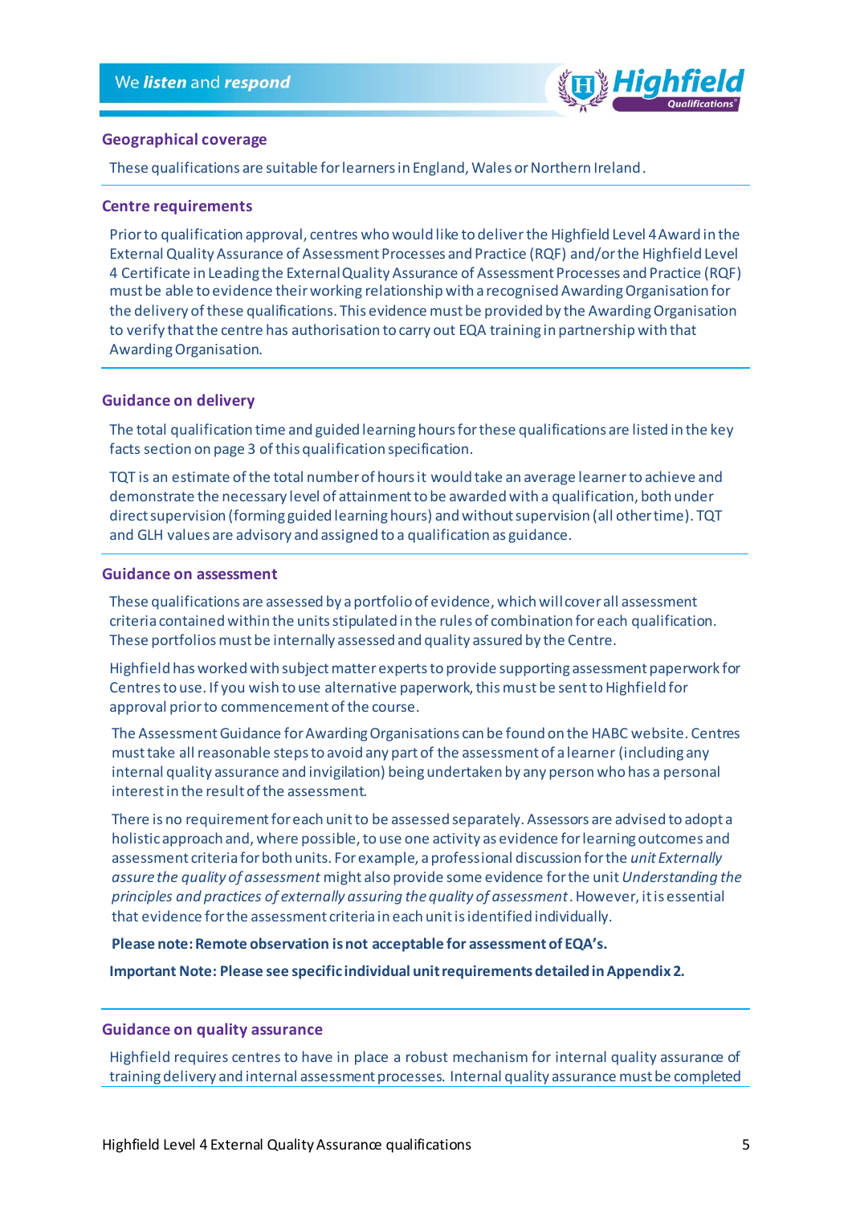## Geographical coverage

These qualifications are suitable for learners in England, Wales or Northern Ireland.

## Centre requirements

Prior to qualification approval, centres who would like to deliver the Highfield Level 4 Award in the External Quality Assurance of Assessment Processes and Practice (RQF) and/or the Highfield Level 4 Certificate in Leading the External Quality Assurance of Assessment Processes and Practice (RQF) must be able to evidence their working relationship with a recognised Awarding Organisation for the delivery of these qualifications. This evidence must be provided by the Awarding Organisation to verify that the centre has authorisation to carry out EQA training in partnership with that Awarding Organisation.

## Guidance on delivery

The total qualification time and guided learning hours for these qualifications are listed in the key facts section on page 3 of this qualification specification.

TQT is an estimate of the total number of hours it would take an average learner to achieve and demonstrate the necessary level of attainment to be awarded with a qualification, both under direct supervision (forming guided learning hours) and without supervision (all other time). TQT and GLH values are advisory and assigned to a qualification as guidance.

## Guidance on assessment

These qualifications are assessed by a portfolio of evidence, which will cover all assessment criteria contained within the units stipulated in the rules of combination for each qualification. These portfolios must be internally assessed and quality assured by the Centre.

Highfield has worked with subject matter experts to provide supporting assessment paperwork for Centres to use. If you wish to use alternative paperwork, this must be sent to Highfield for approval prior to commencement of the course.

The Assessment Guidance for Awarding Organisations can be found on the HABC website. Centres must take all reasonable steps to avoid any part of the assessment of a learner (including any internal quality assurance and invigilation) being undertaken by any person who has a personal interest in the result of the assessment.

There is no requirement for each unit to be assessed separately. Assessors are advised to adopt a holistic approach and, where possible, to use one activity as evidence for learning outcomes and assessment criteria for both units. For example, a professional discussion for the unit *Externally assure the quality of assessment* might also provide some evidence for the unit *Understanding the principles and practices of externally assuring the quality of assessment*. However, it is essential that evidence for the assessment criteria in each unit is identified individually.

**Please note: Remote observation is not acceptable for assessment of EQA's.**

**Important Note: Please see specific individual unit requirements detailed in Appendix 2.**

## Guidance on quality assurance

Highfield requires centres to have in place a robust mechanism for internal quality assurance of training delivery and internal assessment processes. Internal quality assurance must be completed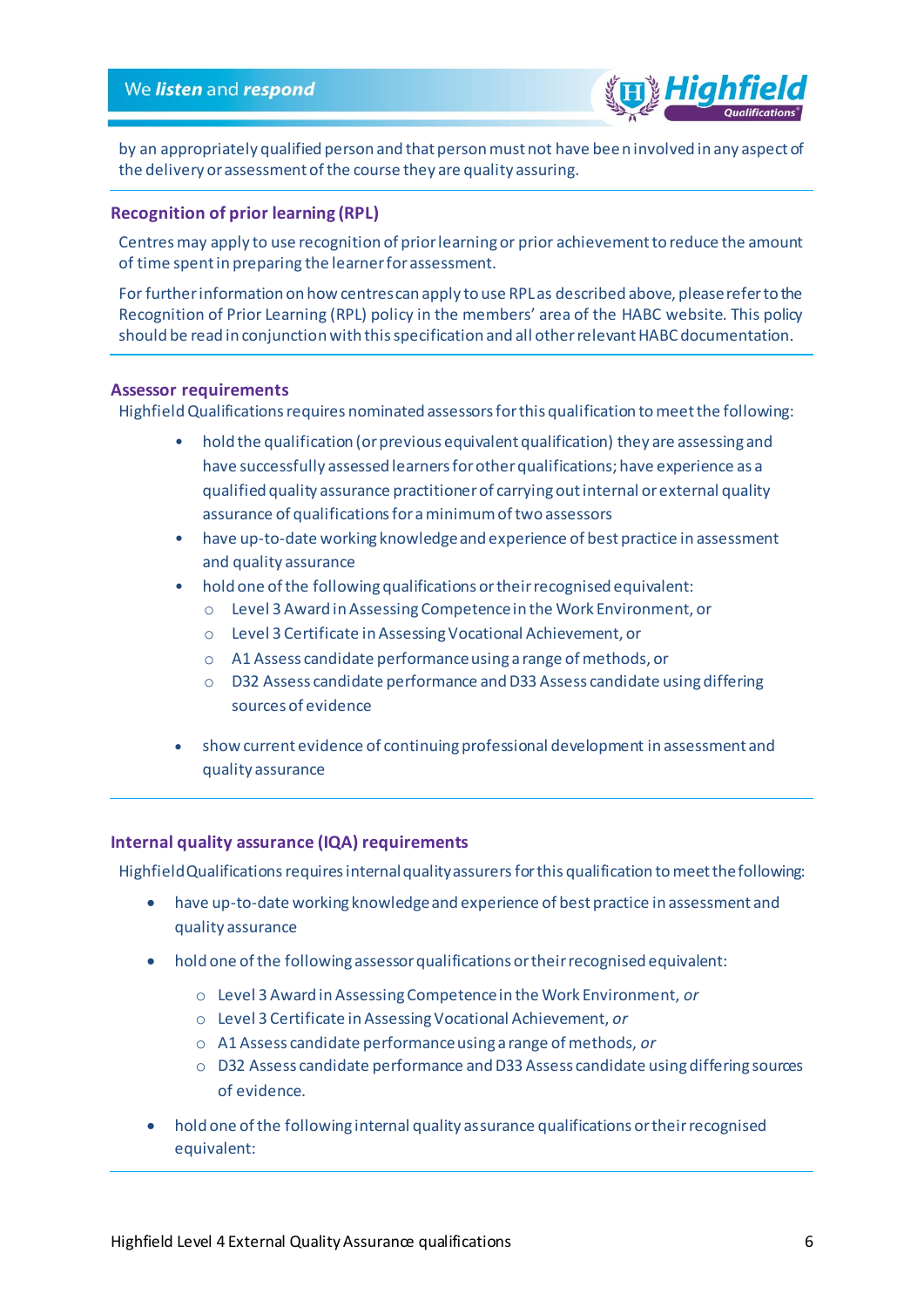by an appropriately qualified person and that person must not have been involved in any aspect of the delivery or assessment of the course they are quality assuring.

### Recognition of prior learning (RPL)

Centres may apply to use recognition of prior learning or prior achievement to reduce the amount of time spent in preparing the learner for assessment.

For further information on how centres can apply to use RPL as described above, please refer to the Recognition of Prior Learning (RPL) policy in the members' area of the HABC website. This policy should be read in conjunction with this specification and all other relevant HABC documentation.

### Assessor requirements

Highfield Qualifications requires nominated assessors for this qualification to meet the following:

- hold the qualification (or previous equivalent qualification) they are assessing and have successfully assessed learners for other qualifications; have experience as a qualified quality assurance practitioner of carrying out internal or external quality assurance of qualifications for a minimum of two assessors
- have up-to-date working knowledge and experience of best practice in assessment and quality assurance
- hold one of the following qualifications or their recognised equivalent:
  - Level 3 Award in Assessing Competence in the Work Environment, or
  - Level 3 Certificate in Assessing Vocational Achievement, or
  - A1 Assess candidate performance using a range of methods, or
  - D32 Assess candidate performance and D33 Assess candidate using differing sources of evidence
- show current evidence of continuing professional development in assessment and quality assurance

### Internal quality assurance (IQA) requirements

Highfield Qualifications requires internal quality assurers for this qualification to meet the following:

- have up-to-date working knowledge and experience of best practice in assessment and quality assurance
- hold one of the following assessor qualifications or their recognised equivalent:
  - Level 3 Award in Assessing Competence in the Work Environment, *or*
  - Level 3 Certificate in Assessing Vocational Achievement, *or*
  - A1 Assess candidate performance using a range of methods, *or*
  - D32 Assess candidate performance and D33 Assess candidate using differing sources of evidence.
- hold one of the following internal quality assurance qualifications or their recognised equivalent: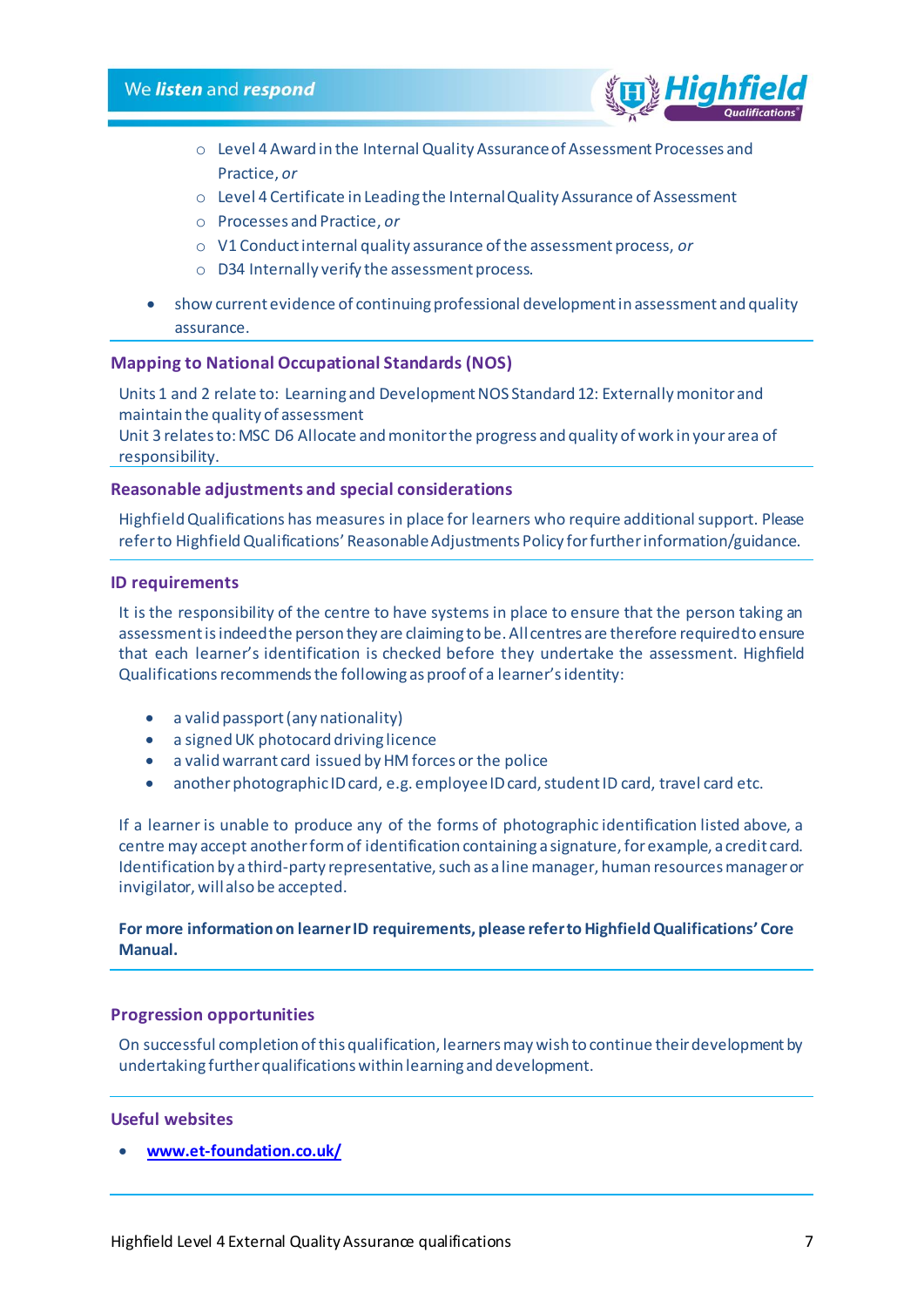- Level 4 Award in the Internal Quality Assurance of Assessment Processes and Practice, *or*
    - Level 4 Certificate in Leading the Internal Quality Assurance of Assessment
    - Processes and Practice, *or*
    - V1 Conduct internal quality assurance of the assessment process, *or*
    - D34 Internally verify the assessment process.
- show current evidence of continuing professional development in assessment and quality assurance.

## Mapping to National Occupational Standards (NOS)

Units 1 and 2 relate to: Learning and Development NOS Standard 12: Externally monitor and maintain the quality of assessment
Unit 3 relates to: MSC D6 Allocate and monitor the progress and quality of work in your area of responsibility.

## Reasonable adjustments and special considerations

Highfield Qualifications has measures in place for learners who require additional support. Please refer to Highfield Qualifications' Reasonable Adjustments Policy for further information/guidance.

## ID requirements

It is the responsibility of the centre to have systems in place to ensure that the person taking an assessment is indeed the person they are claiming to be. All centres are therefore required to ensure that each learner's identification is checked before they undertake the assessment. Highfield Qualifications recommends the following as proof of a learner's identity:

- a valid passport (any nationality)
- a signed UK photocard driving licence
- a valid warrant card issued by HM forces or the police
- another photographic ID card, e.g. employee ID card, student ID card, travel card etc.

If a learner is unable to produce any of the forms of photographic identification listed above, a centre may accept another form of identification containing a signature, for example, a credit card. Identification by a third-party representative, such as a line manager, human resources manager or invigilator, will also be accepted.

**For more information on learner ID requirements, please refer to Highfield Qualifications' Core Manual.**

## Progression opportunities

On successful completion of this qualification, learners may wish to continue their development by undertaking further qualifications within learning and development.

## Useful websites

- [www.et-foundation.co.uk/](http://www.et-foundation.co.uk/)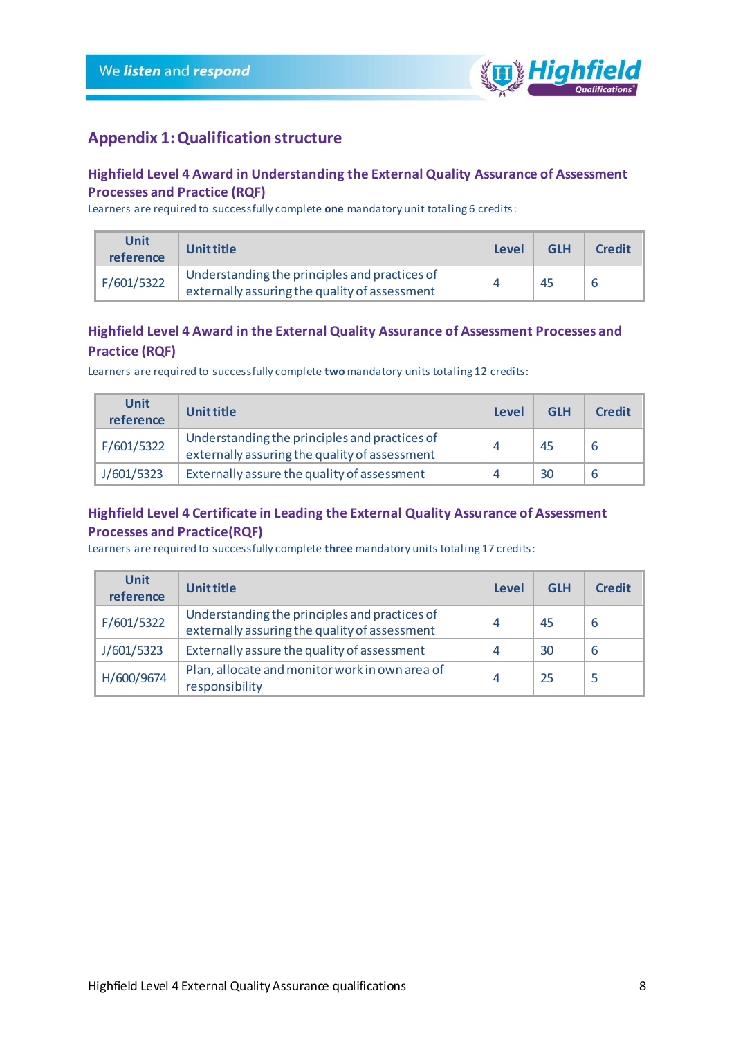## Appendix 1: Qualification structure

### Highfield Level 4 Award in Understanding the External Quality Assurance of Assessment Processes and Practice (RQF)

Learners are required to successfully complete **one** mandatory unit totaling 6 credits:

| Unit reference | Unit title | Level | GLH | Credit |
|---|---|---|---|---|
| F/601/5322 | Understanding the principles and practices of externally assuring the quality of assessment | 4 | 45 | 6 |

### Highfield Level 4 Award in the External Quality Assurance of Assessment Processes and Practice (RQF)

Learners are required to successfully complete **two** mandatory units totaling 12 credits:

| Unit reference | Unit title | Level | GLH | Credit |
|---|---|---|---|---|
| F/601/5322 | Understanding the principles and practices of externally assuring the quality of assessment | 4 | 45 | 6 |
| J/601/5323 | Externally assure the quality of assessment | 4 | 30 | 6 |

### Highfield Level 4 Certificate in Leading the External Quality Assurance of Assessment Processes and Practice(RQF)

Learners are required to successfully complete **three** mandatory units totaling 17 credits:

| Unit reference | Unit title | Level | GLH | Credit |
|---|---|---|---|---|
| F/601/5322 | Understanding the principles and practices of externally assuring the quality of assessment | 4 | 45 | 6 |
| J/601/5323 | Externally assure the quality of assessment | 4 | 30 | 6 |
| H/600/9674 | Plan, allocate and monitor work in own area of responsibility | 4 | 25 | 5 |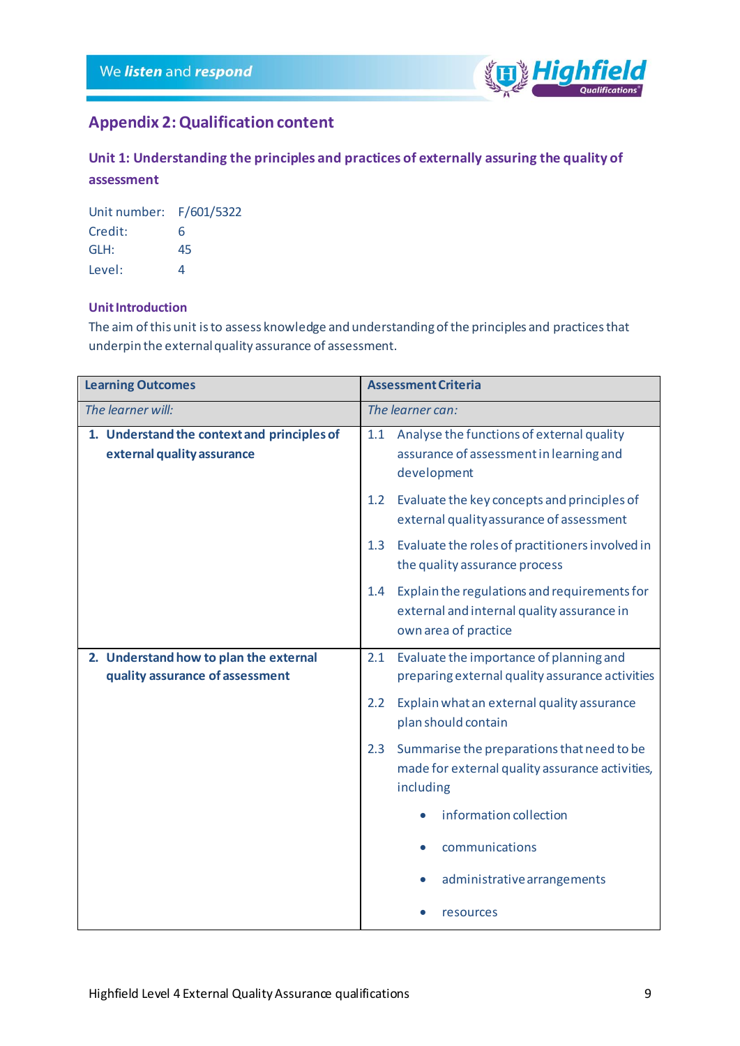## Appendix 2: Qualification content

### Unit 1: Understanding the principles and practices of externally assuring the quality of assessment

Unit number: F/601/5322
Credit: 6
GLH: 45
Level: 4

**Unit Introduction**

The aim of this unit is to assess knowledge and understanding of the principles and practices that underpin the external quality assurance of assessment.

| Learning Outcomes | Assessment Criteria |
|---|---|
| *The learner will:* | *The learner can:* |
| **1. Understand the context and principles of external quality assurance** | 1.1 Analyse the functions of external quality assurance of assessment in learning and development<br>1.2 Evaluate the key concepts and principles of external quality assurance of assessment<br>1.3 Evaluate the roles of practitioners involved in the quality assurance process<br>1.4 Explain the regulations and requirements for external and internal quality assurance in own area of practice |
| **2. Understand how to plan the external quality assurance of assessment** | 2.1 Evaluate the importance of planning and preparing external quality assurance activities<br>2.2 Explain what an external quality assurance plan should contain<br>2.3 Summarise the preparations that need to be made for external quality assurance activities, including<br>• information collection<br>• communications<br>• administrative arrangements<br>• resources |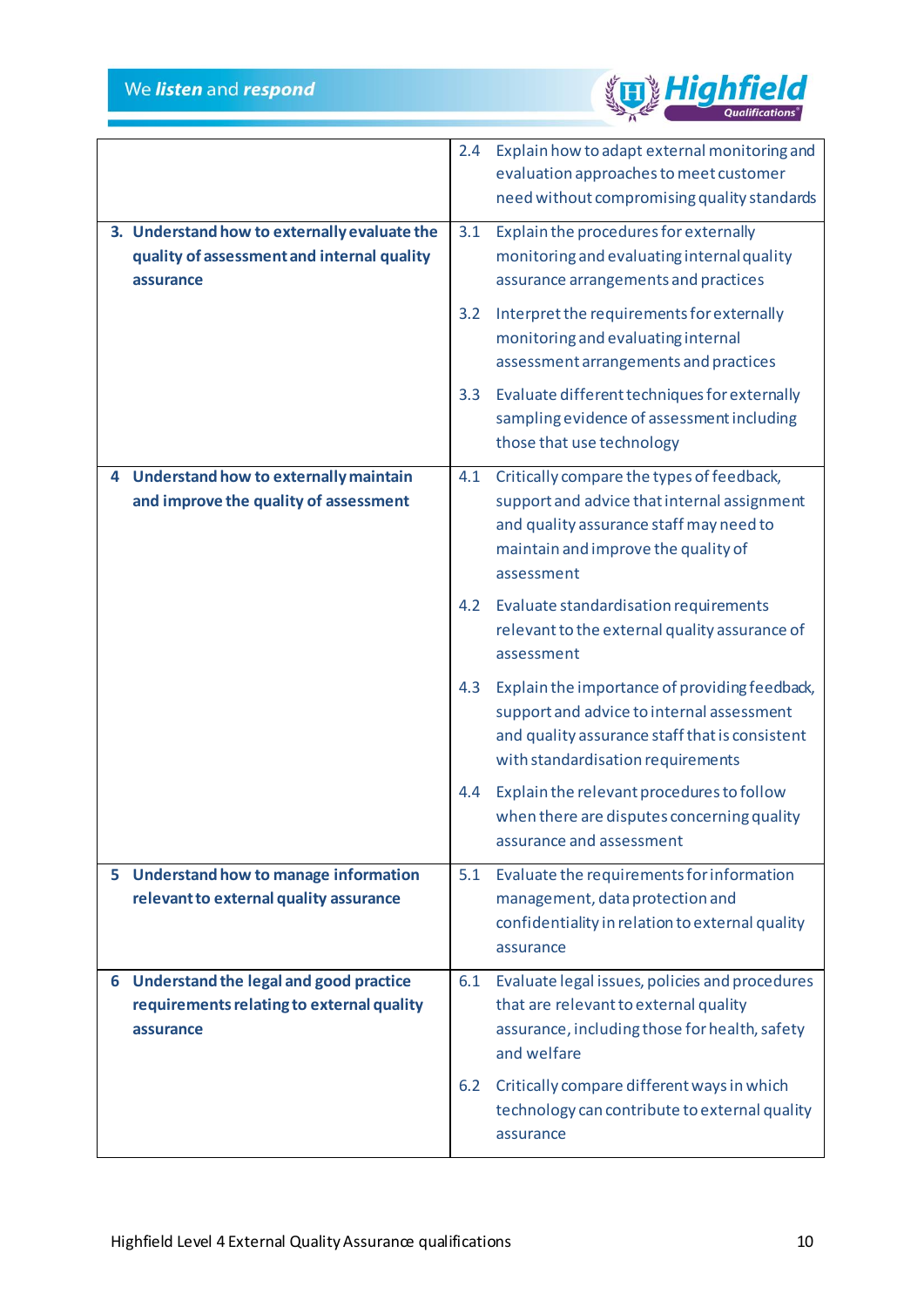| | |
|---|---|
| | 2.4 Explain how to adapt external monitoring and evaluation approaches to meet customer need without compromising quality standards |
| **3. Understand how to externally evaluate the quality of assessment and internal quality assurance** | 3.1 Explain the procedures for externally monitoring and evaluating internal quality assurance arrangements and practices<br><br>3.2 Interpret the requirements for externally monitoring and evaluating internal assessment arrangements and practices<br><br>3.3 Evaluate different techniques for externally sampling evidence of assessment including those that use technology |
| **4 Understand how to externally maintain and improve the quality of assessment** | 4.1 Critically compare the types of feedback, support and advice that internal assignment and quality assurance staff may need to maintain and improve the quality of assessment<br><br>4.2 Evaluate standardisation requirements relevant to the external quality assurance of assessment<br><br>4.3 Explain the importance of providing feedback, support and advice to internal assessment and quality assurance staff that is consistent with standardisation requirements<br><br>4.4 Explain the relevant procedures to follow when there are disputes concerning quality assurance and assessment |
| **5 Understand how to manage information relevant to external quality assurance** | 5.1 Evaluate the requirements for information management, data protection and confidentiality in relation to external quality assurance |
| **6 Understand the legal and good practice requirements relating to external quality assurance** | 6.1 Evaluate legal issues, policies and procedures that are relevant to external quality assurance, including those for health, safety and welfare<br><br>6.2 Critically compare different ways in which technology can contribute to external quality assurance |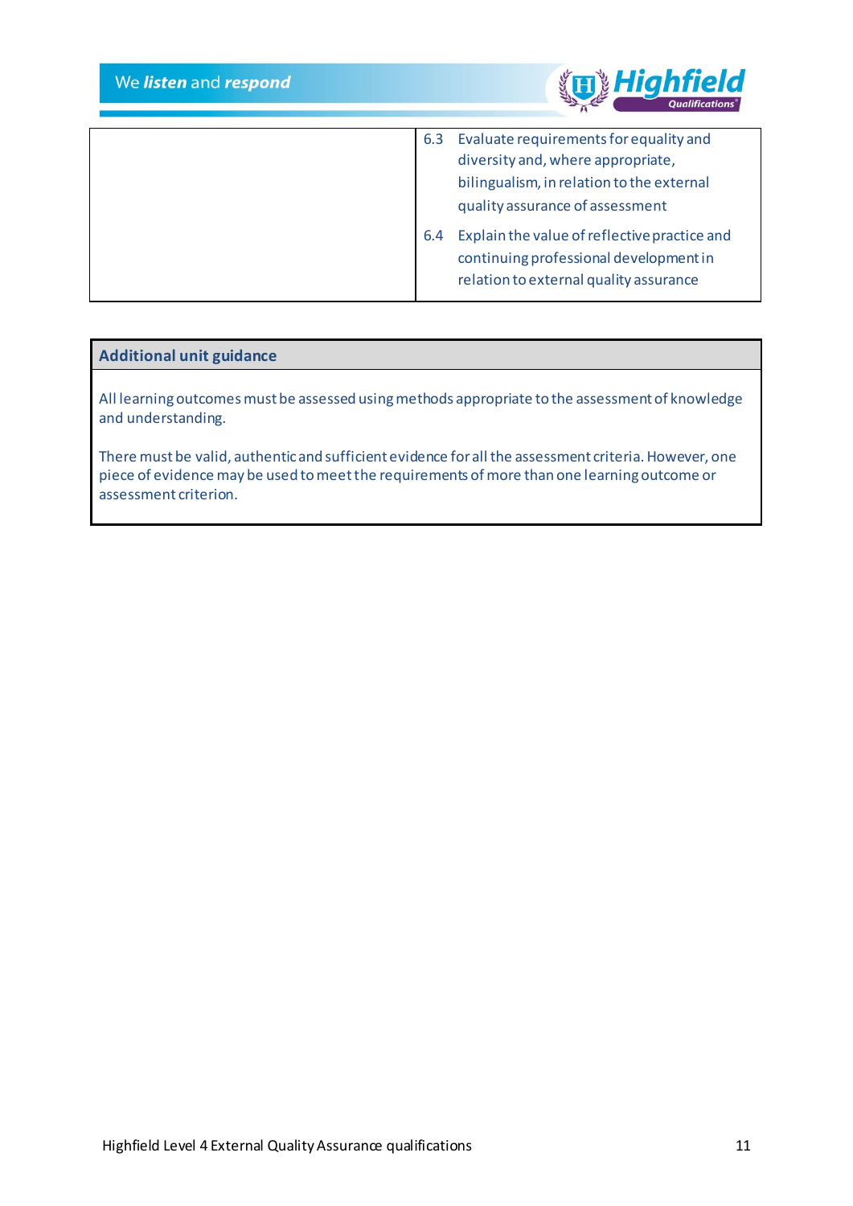| | |
|---|---|
| | 6.3 Evaluate requirements for equality and diversity and, where appropriate, bilingualism, in relation to the external quality assurance of assessment<br><br>6.4 Explain the value of reflective practice and continuing professional development in relation to external quality assurance |

| **Additional unit guidance** |
|---|
| All learning outcomes must be assessed using methods appropriate to the assessment of knowledge and understanding.<br><br>There must be valid, authentic and sufficient evidence for all the assessment criteria. However, one piece of evidence may be used to meet the requirements of more than one learning outcome or assessment criterion. |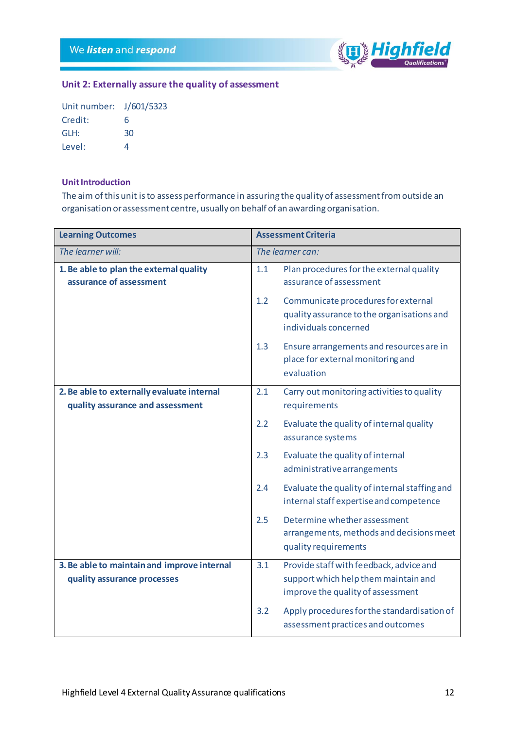## Unit 2: Externally assure the quality of assessment

Unit number: J/601/5323
Credit: 6
GLH: 30
Level: 4

### Unit Introduction

The aim of this unit is to assess performance in assuring the quality of assessment from outside an organisation or assessment centre, usually on behalf of an awarding organisation.

| **Learning Outcomes** | **Assessment Criteria** |
|---|---|
| *The learner will:* | *The learner can:* |
| **1. Be able to plan the external quality assurance of assessment** | 1.1 Plan procedures for the external quality assurance of assessment<br>1.2 Communicate procedures for external quality assurance to the organisations and individuals concerned<br>1.3 Ensure arrangements and resources are in place for external monitoring and evaluation |
| **2. Be able to externally evaluate internal quality assurance and assessment** | 2.1 Carry out monitoring activities to quality requirements<br>2.2 Evaluate the quality of internal quality assurance systems<br>2.3 Evaluate the quality of internal administrative arrangements<br>2.4 Evaluate the quality of internal staffing and internal staff expertise and competence<br>2.5 Determine whether assessment arrangements, methods and decisions meet quality requirements |
| **3. Be able to maintain and improve internal quality assurance processes** | 3.1 Provide staff with feedback, advice and support which help them maintain and improve the quality of assessment<br>3.2 Apply procedures for the standardisation of assessment practices and outcomes |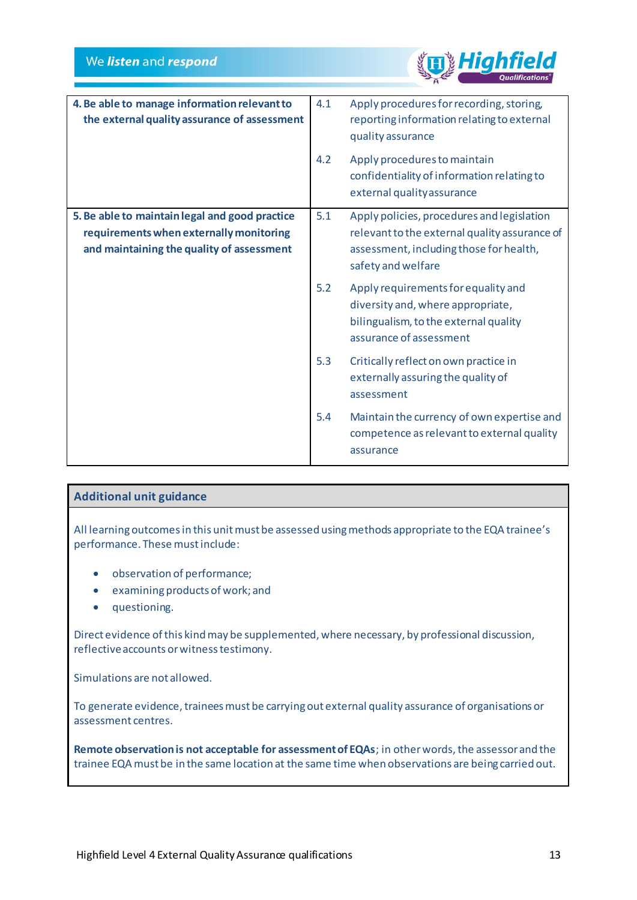| | | |
|---|---|---|
| **4. Be able to manage information relevant to the external quality assurance of assessment** | 4.1 | Apply procedures for recording, storing, reporting information relating to external quality assurance |
| | 4.2 | Apply procedures to maintain confidentiality of information relating to external quality assurance |
| **5. Be able to maintain legal and good practice requirements when externally monitoring and maintaining the quality of assessment** | 5.1 | Apply policies, procedures and legislation relevant to the external quality assurance of assessment, including those for health, safety and welfare |
| | 5.2 | Apply requirements for equality and diversity and, where appropriate, bilingualism, to the external quality assurance of assessment |
| | 5.3 | Critically reflect on own practice in externally assuring the quality of assessment |
| | 5.4 | Maintain the currency of own expertise and competence as relevant to external quality assurance |

## Additional unit guidance

All learning outcomes in this unit must be assessed using methods appropriate to the EQA trainee's performance. These must include:

- observation of performance;
- examining products of work; and
- questioning.

Direct evidence of this kind may be supplemented, where necessary, by professional discussion, reflective accounts or witness testimony.

Simulations are not allowed.

To generate evidence, trainees must be carrying out external quality assurance of organisations or assessment centres.

**Remote observation is not acceptable for assessment of EQAs**; in other words, the assessor and the trainee EQA must be in the same location at the same time when observations are being carried out.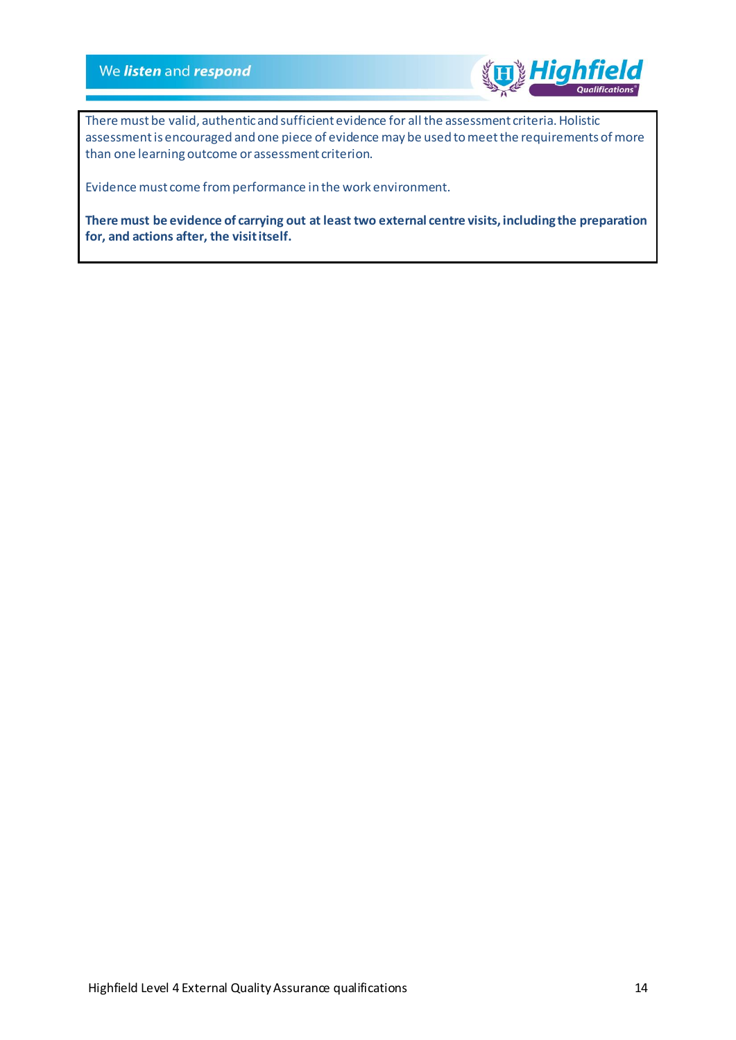There must be valid, authentic and sufficient evidence for all the assessment criteria. Holistic assessment is encouraged and one piece of evidence may be used to meet the requirements of more than one learning outcome or assessment criterion.

Evidence must come from performance in the work environment.

**There must be evidence of carrying out at least two external centre visits, including the preparation for, and actions after, the visit itself.**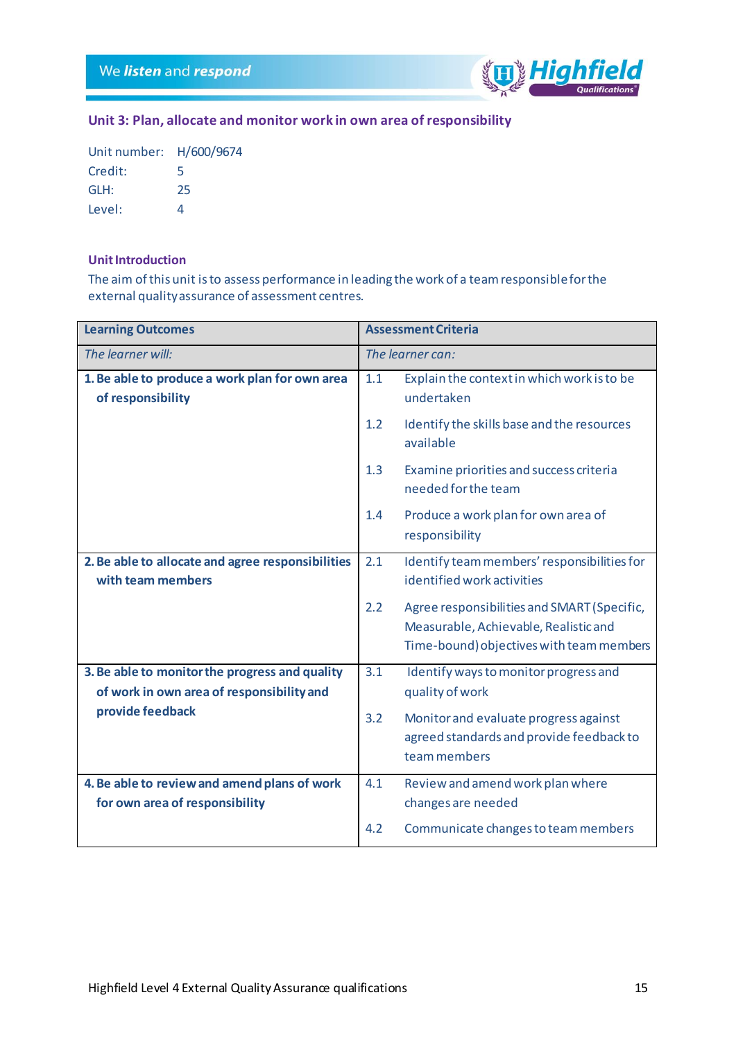## Unit 3: Plan, allocate and monitor work in own area of responsibility

Unit number: H/600/9674
Credit: 5
GLH: 25
Level: 4

### Unit Introduction

The aim of this unit is to assess performance in leading the work of a team responsible for the external quality assurance of assessment centres.

| Learning Outcomes | Assessment Criteria | |
|---|---|---|
| *The learner will:* | *The learner can:* | |
| **1. Be able to produce a work plan for own area of responsibility** | 1.1 | Explain the context in which work is to be undertaken |
| | 1.2 | Identify the skills base and the resources available |
| | 1.3 | Examine priorities and success criteria needed for the team |
| | 1.4 | Produce a work plan for own area of responsibility |
| **2. Be able to allocate and agree responsibilities with team members** | 2.1 | Identify team members' responsibilities for identified work activities |
| | 2.2 | Agree responsibilities and SMART (Specific, Measurable, Achievable, Realistic and Time-bound) objectives with team members |
| **3. Be able to monitor the progress and quality of work in own area of responsibility and provide feedback** | 3.1 | Identify ways to monitor progress and quality of work |
| | 3.2 | Monitor and evaluate progress against agreed standards and provide feedback to team members |
| **4. Be able to review and amend plans of work for own area of responsibility** | 4.1 | Review and amend work plan where changes are needed |
| | 4.2 | Communicate changes to team members |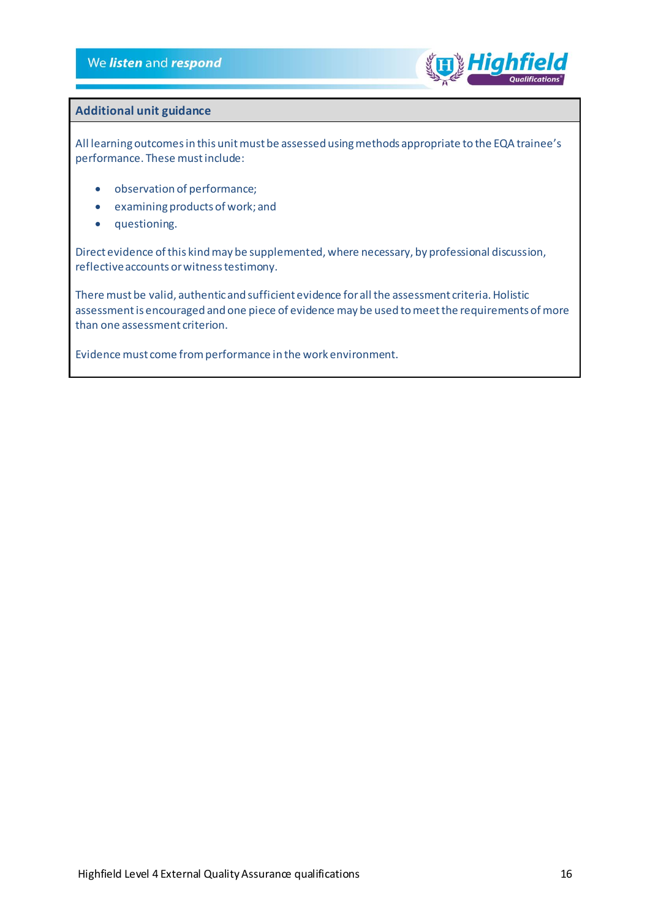**Additional unit guidance**

All learning outcomes in this unit must be assessed using methods appropriate to the EQA trainee's performance. These must include:

- observation of performance;
- examining products of work; and
- questioning.

Direct evidence of this kind may be supplemented, where necessary, by professional discussion, reflective accounts or witness testimony.

There must be valid, authentic and sufficient evidence for all the assessment criteria. Holistic assessment is encouraged and one piece of evidence may be used to meet the requirements of more than one assessment criterion.

Evidence must come from performance in the work environment.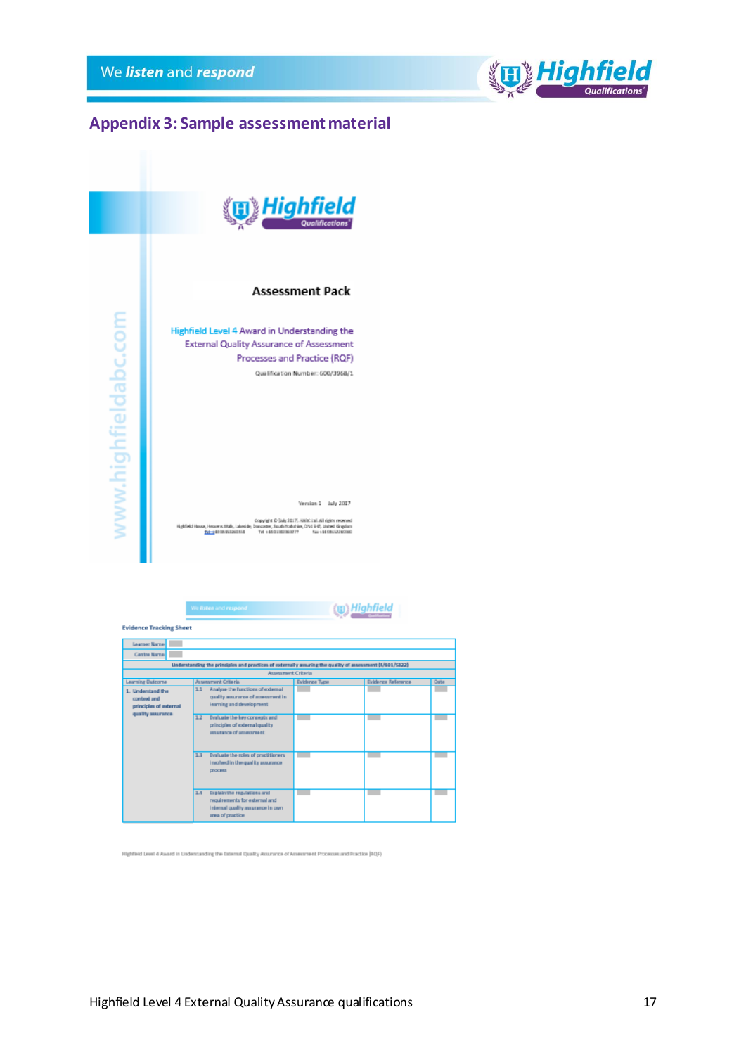## Appendix 3: Sample assessment material

Assessment Pack

Highfield Level 4 Award in Understanding the External Quality Assurance of Assessment Processes and Practice (RQF)

Qualification Number: 600/3968/1

Version 1 July 2017

Evidence Tracking Sheet

| Learner Name | | | | |
|---|---|---|---|---|
| Centre Name | | | | |
| Understanding the principles and practices of externally assuring the quality of assessment (F/601/5322) | | | | |
| Assessment Criteria | | | | |
| Learning Outcome | Assessment Criteria | Evidence Type | Evidence Reference | Date |
| 1. Understand the context and principles of external quality assurance | 1.1 Analyse the functions of external quality assurance of assessment in learning and development | | | |
| | 1.2 Evaluate the key concepts and principles of external quality assurance of assessment | | | |
| | 1.3 Evaluate the roles of practitioners involved in the quality assurance process | | | |
| | 1.4 Explain the regulations and requirements for external and internal quality assurance in own area of practice | | | |